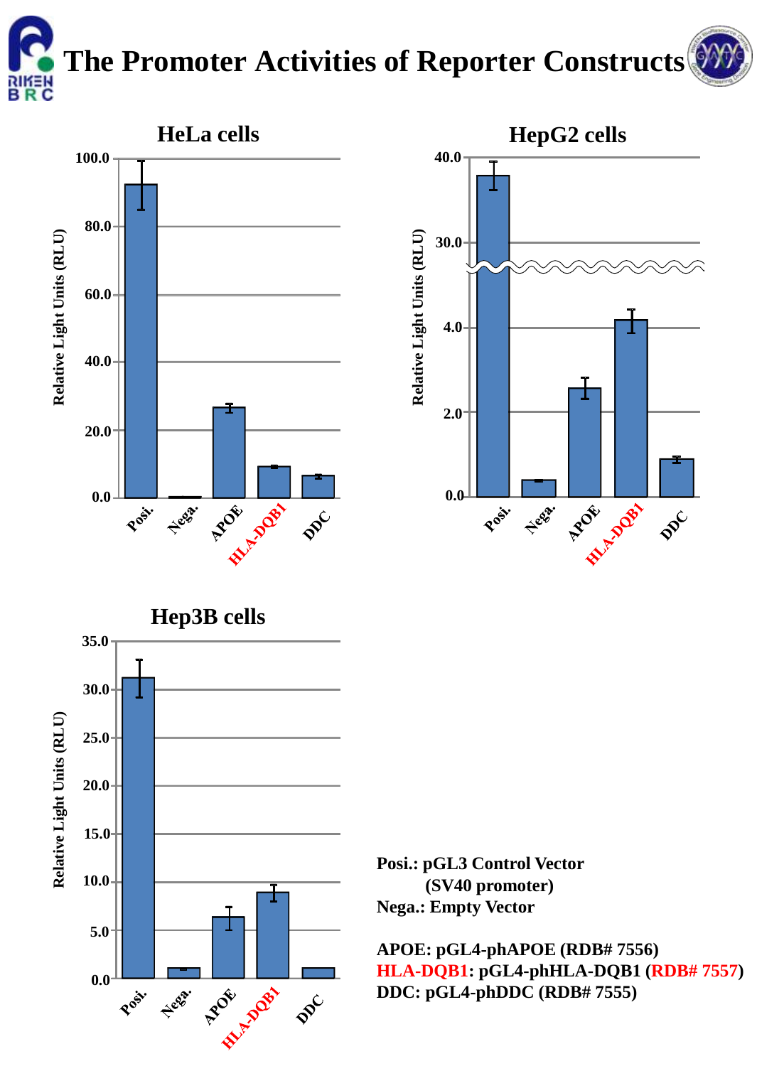# The Promoter Activities of Reporter Constructs

## HeLa cells

Relative Light Units (RLU)

100.0, 80.0, 60.0, 40.0, 20.0, 0.0

Posi. Nega. APOE HLA-DQB1 DDC

## HepG2 cells

Relative Light Units (RLU)

40.0, 30.0, 4.0, 2.0, 0.0

Posi. Nega. APOE HLA-DQB1 DDC

## Hep3B cells

Relative Light Units (RLU)

35.0, 30.0, 25.0, 20.0, 15.0, 10.0, 5.0, 0.0

Posi. Nega. APOE HLA-DQB1 DDC

**Posi.: pGL3 Control Vector (SV40 promoter)**
**Nega.: Empty Vector**

**APOE: pGL4-phAPOE (RDB# 7556)**
**HLA-DQB1: pGL4-phHLA-DQB1 (RDB# 7557)**
**DDC: pGL4-phDDC (RDB# 7555)**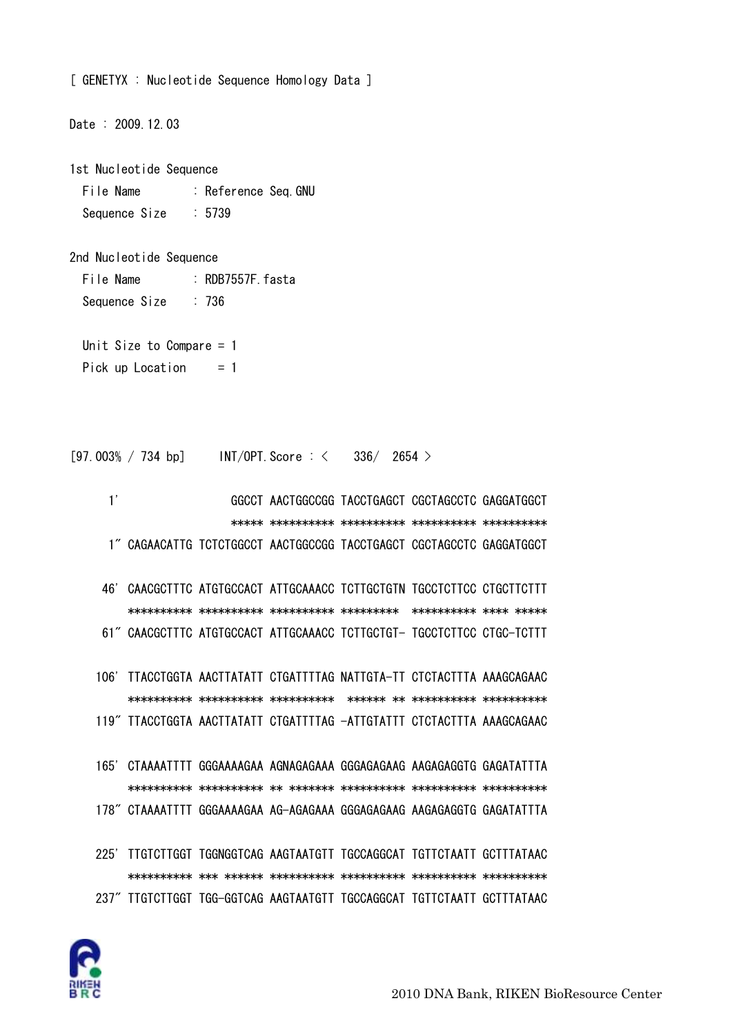[ GENETYX : Nucleotide Sequence Homology Data ]

Date : 2009.12.03

1st Nucleotide Sequence
  File Name : Reference Seq.GNU
  Sequence Size : 5739

2nd Nucleotide Sequence
  File Name : RDB7557F.fasta
  Sequence Size : 736

  Unit Size to Compare = 1
  Pick up Location = 1

[97.003% / 734 bp]   INT/OPT.Score : < 336/ 2654 >

```
    1'                  GGCCT AACTGGCCGG TACCTGAGCT CGCTAGCCTC GAGGATGGCT
                        ***** ********** ********** ********** **********
    1" CAGAACATTG TCTCTGGCCT AACTGGCCGG TACCTGAGCT CGCTAGCCTC GAGGATGGCT

   46' CAACGCTTTC ATGTGCCACT ATTGCAAACC TCTTGCTGTN TGCCTCTTCC CTGCTTCTTT
       ********** ********** ********** *********  ********** **** *****
   61" CAACGCTTTC ATGTGCCACT ATTGCAAACC TCTTGCTGT- TGCCTCTTCC CTGC-TCTTT

  106' TTACCTGGTA AACTTATATT CTGATTTTAG NATTGTA-TT CTCTACTTTA AAAGCAGAAC
       ********** ********** **********  ****** ** ********** **********
  119" TTACCTGGTA AACTTATATT CTGATTTTAG -ATTGTATTT CTCTACTTTA AAAGCAGAAC

  165' CTAAAATTTT GGGAAAAGAA AGNAGAGAAA GGGAGAGAAG AAGAGAGGTG GAGATATTTA
       ********** ********** ** ******* ********** ********** **********
  178" CTAAAATTTT GGGAAAAGAA AG-AGAGAAA GGGAGAGAAG AAGAGAGGTG GAGATATTTA

  225' TTGTCTTGGT TGGNGGTCAG AAGTAATGTT TGCCAGGCAT TGTTCTAATT GCTTTATAAC
       ********** *** ****** ********** ********** ********** **********
  237" TTGTCTTGGT TGG-GGTCAG AAGTAATGTT TGCCAGGCAT TGTTCTAATT GCTTTATAAC
```

2010 DNA Bank, RIKEN BioResource Center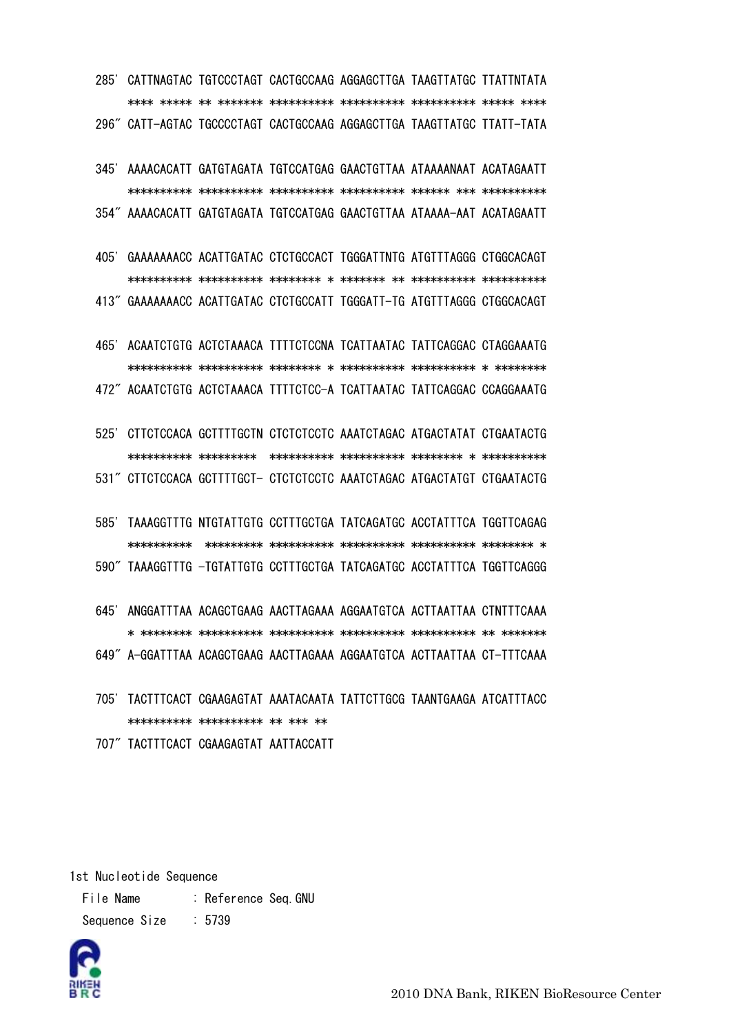```
285'  CATTNAGTAC TGTCCCTAGT CACTGCCAAG AGGAGCTTGA TAAGTTATGC TTATTNTATA
      **** ***** ** ******* ********** ********** ********** ***** ****
296"  CATT-AGTAC TGCCCCTAGT CACTGCCAAG AGGAGCTTGA TAAGTTATGC TTATT-TATA

345'  AAAACACATT GATGTAGATA TGTCCATGAG GAACTGTTAA ATAAAANAAT ACATAGAATT
      ********** ********** ********** ********** ****** *** **********
354"  AAAACACATT GATGTAGATA TGTCCATGAG GAACTGTTAA ATAAAA-AAT ACATAGAATT

405'  GAAAAAAACC ACATTGATAC CTCTGCCACT TGGGATTNTG ATGTTTAGGG CTGGCACAGT
      ********** ********** ******** * ******* ** ********** **********
413"  GAAAAAAACC ACATTGATAC CTCTGCCATT TGGGATT-TG ATGTTTAGGG CTGGCACAGT

465'  ACAATCTGTG ACTCTAAACA TTTTCTCCNA TCATTAATAC TATTCAGGAC CTAGGAAATG
      ********** ********** ******** * ********** ********** * ********
472"  ACAATCTGTG ACTCTAAACA TTTTCTCC-A TCATTAATAC TATTCAGGAC CCAGGAAATG

525'  CTTCTCCACA GCTTTTGCTN CTCTCTCCTC AAATCTAGAC ATGACTATAT CTGAATACTG
      ********** *********  ********** ********** ******** * **********
531"  CTTCTCCACA GCTTTTGCT- CTCTCTCCTC AAATCTAGAC ATGACTATGT CTGAATACTG

585'  TAAAGGTTTG NTGTATTGTG CCTTTGCTGA TATCAGATGC ACCTATTTCA TGGTTCAGAG
      **********  ********* ********** ********** ********** ******** *
590"  TAAAGGTTTG -TGTATTGTG CCTTTGCTGA TATCAGATGC ACCTATTTCA TGGTTCAGGG

645'  ANGGATTTAA ACAGCTGAAG AACTTAGAAA AGGAATGTCA ACTTAATTAA CTNTTTCAAA
      * ******** ********** ********** ********** ********** ** *******
649"  A-GGATTTAA ACAGCTGAAG AACTTAGAAA AGGAATGTCA ACTTAATTAA CT-TTTCAAA

705'  TACTTTCACT CGAAGAGTAT AAATACAATA TATTCTTGCG TAANTGAAGA ATCATTTACC
      ********** ********** ** *** **
707"  TACTTTCACT CGAAGAGTAT AATTACCATT
```

1st Nucleotide Sequence

File Name : Reference Seq.GNU

Sequence Size : 5739

2010 DNA Bank, RIKEN BioResource Center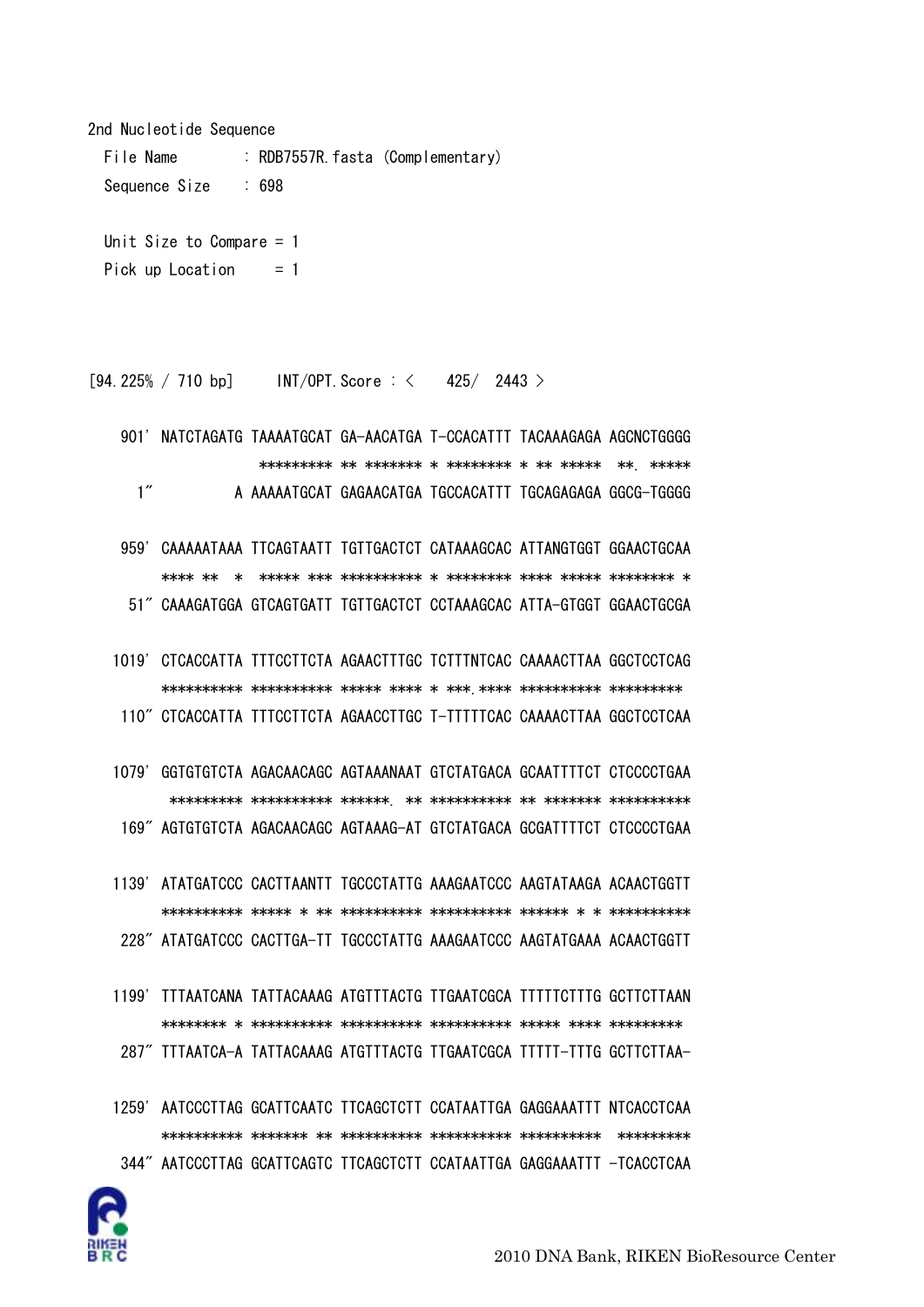2nd Nucleotide Sequence

```
  File Name        : RDB7557R.fasta (Complementary)
  Sequence Size    : 698

  Unit Size to Compare = 1
  Pick up Location     = 1



[94.225% / 710 bp]     INT/OPT.Score : <    425/  2443 >

   901' NATCTAGATG TAAAATGCAT GA-AACATGA T-CCACATTT TACAAAGAGA AGCNCTGGGG
                    ********* ** ******* * ******** * ** *****  **. *****
     1"          A AAAAATGCAT GAGAACATGA TGCCACATTT TGCAGAGAGA GGCG-TGGGG

   959' CAAAAATAAA TTCAGTAATT TGTTGACTCT CATAAAGCAC ATTANGTGGT GGAACTGCAA
        **** **  *  ***** *** ********** * ******** **** ***** ******** *
    51" CAAAGATGGA GTCAGTGATT TGTTGACTCT CCTAAAGCAC ATTA-GTGGT GGAACTGCGA

  1019' CTCACCATTA TTTCCTTCTA AGAACTTTGC TCTTTNTCAC CAAAACTTAA GGCTCCTCAG
        ********** ********** ***** **** * ***.**** ********** *********
   110" CTCACCATTA TTTCCTTCTA AGAACCTTGC T-TTTTTCAC CAAAACTTAA GGCTCCTCAA

  1079' GGTGTGTCTA AGACAACAGC AGTAAANAAT GTCTATGACA GCAATTTTCT CTCCCCTGAA
         ********* ********** ******. ** ********** ** ******* **********
   169" AGTGTGTCTA AGACAACAGC AGTAAAG-AT GTCTATGACA GCGATTTTCT CTCCCCTGAA

  1139' ATATGATCCC CACTTAANTT TGCCCTATTG AAAGAATCCC AAGTATAAGA ACAACTGGTT
        ********** ***** * ** ********** ********** ****** * * **********
   228" ATATGATCCC CACTTGA-TT TGCCCTATTG AAAGAATCCC AAGTATGAAA ACAACTGGTT

  1199' TTTAATCANA TATTACAAAG ATGTTTACTG TTGAATCGCA TTTTTCTTTG GCTTCTTAAN
        ******** * ********** ********** ********** ***** **** *********
   287" TTTAATCA-A TATTACAAAG ATGTTTACTG TTGAATCGCA TTTTT-TTTG GCTTCTTAA-

  1259' AATCCCTTAG GCATTCAATC TTCAGCTCTT CCATAATTGA GAGGAAATTT NTCACCTCAA
        ********** ******* ** ********** ********** **********  *********
   344" AATCCCTTAG GCATTCAGTC TTCAGCTCTT CCATAATTGA GAGGAAATTT -TCACCTCAA
```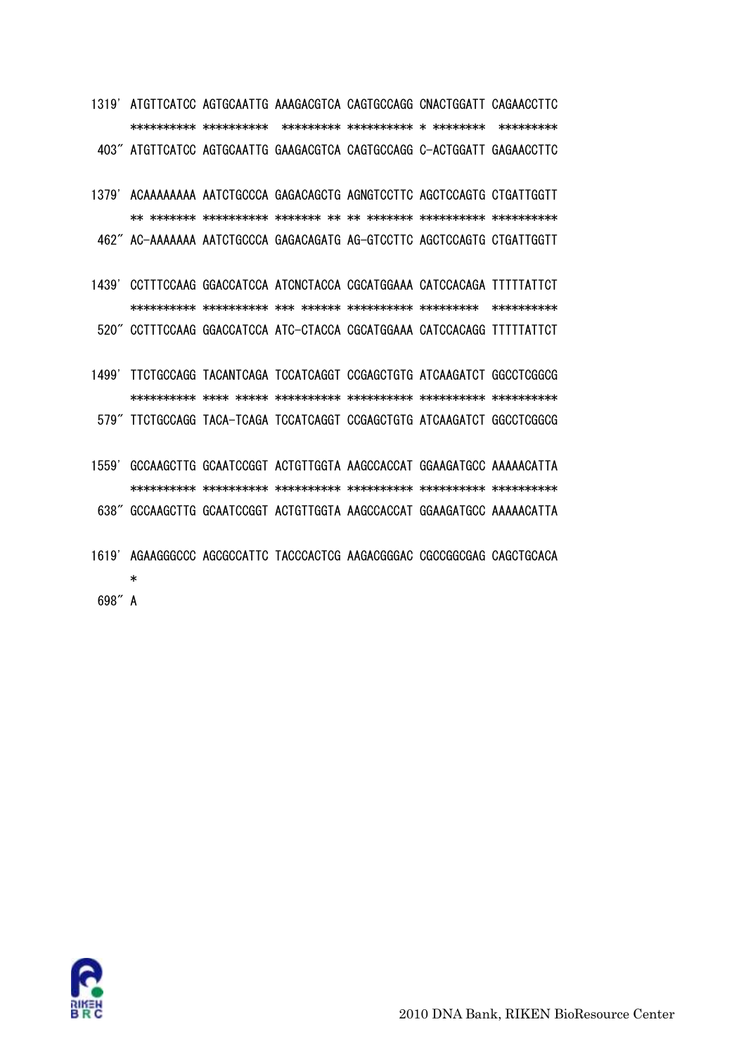```
1319' ATGTTCATCC AGTGCAATTG AAAGACGTCA CAGTGCCAGG CNACTGGATT CAGAACCTTC
      ********** **********  ********* ********** * ********  *********
 403" ATGTTCATCC AGTGCAATTG GAAGACGTCA CAGTGCCAGG C-ACTGGATT GAGAACCTTC

1379' ACAAAAAAAA AATCTGCCCA GAGACAGCTG AGNGTCCTTC AGCTCCAGTG CTGATTGGTT
      ** ******* ********** ******* ** ** ******* ********** **********
 462" AC-AAAAAAA AATCTGCCCA GAGACAGATG AG-GTCCTTC AGCTCCAGTG CTGATTGGTT

1439' CCTTTCCAAG GGACCATCCA ATCNCTACCA CGCATGGAAA CATCCACAGA TTTTTATTCT
      ********** ********** *** ****** ********** *********  **********
 520" CCTTTCCAAG GGACCATCCA ATC-CTACCA CGCATGGAAA CATCCACAGG TTTTTATTCT

1499' TTCTGCCAGG TACANTCAGA TCCATCAGGT CCGAGCTGTG ATCAAGATCT GGCCTCGGCG
      ********** **** ***** ********** ********** ********** **********
 579" TTCTGCCAGG TACA-TCAGA TCCATCAGGT CCGAGCTGTG ATCAAGATCT GGCCTCGGCG

1559' GCCAAGCTTG GCAATCCGGT ACTGTTGGTA AAGCCACCAT GGAAGATGCC AAAAACATTA
      ********** ********** ********** ********** ********** **********
 638" GCCAAGCTTG GCAATCCGGT ACTGTTGGTA AAGCCACCAT GGAAGATGCC AAAAACATTA

1619' AGAAGGGCCC AGCGCCATTC TACCCACTCG AAGACGGGAC CGCCGGCGAG CAGCTGCACA
      *
 698" A
```